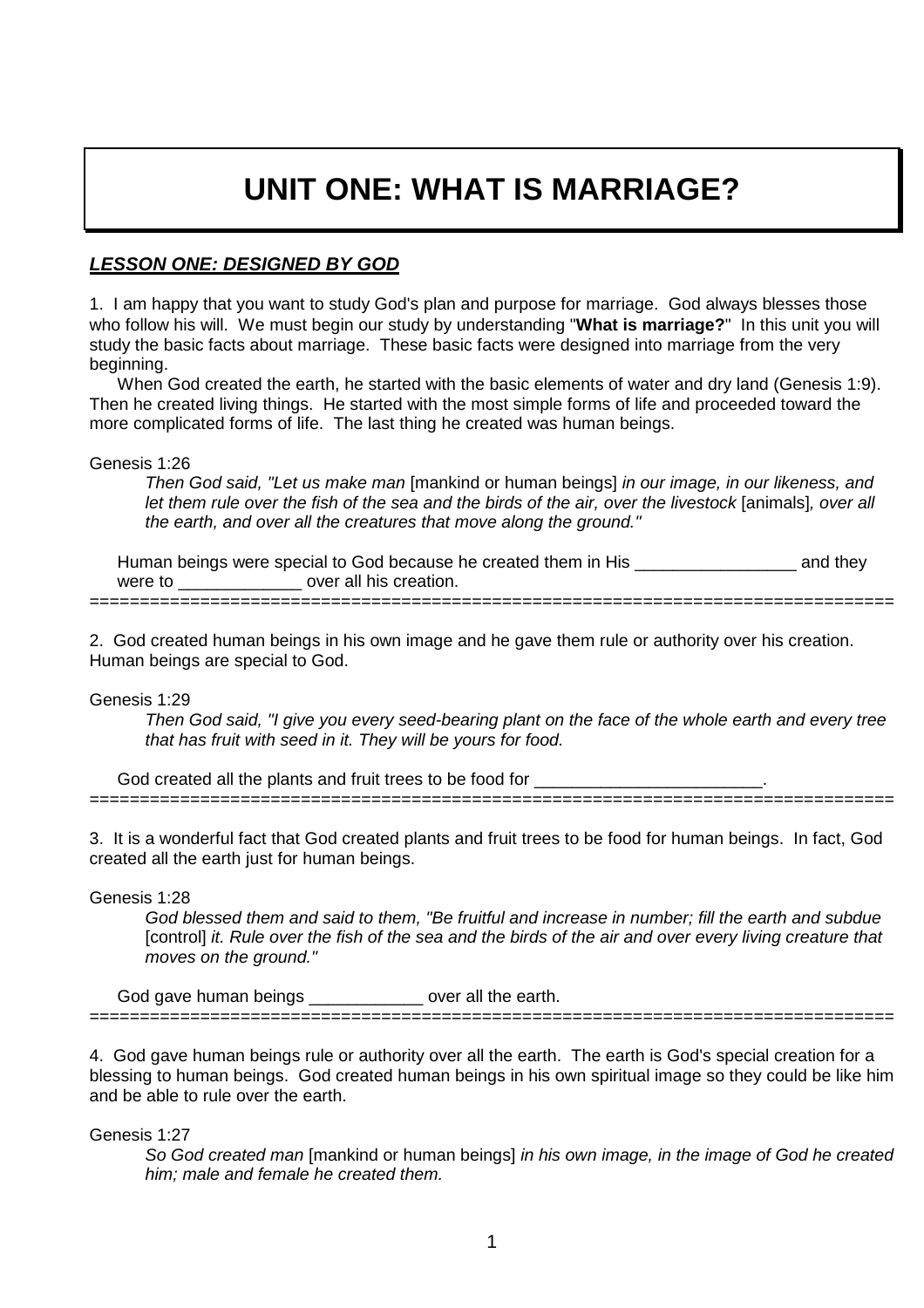# UNIT ONE: WHAT IS MARRIAGE?

## ***LESSON ONE: DESIGNED BY GOD***

1. I am happy that you want to study God's plan and purpose for marriage. God always blesses those who follow his will. We must begin our study by understanding "**What is marriage?**" In this unit you will study the basic facts about marriage. These basic facts were designed into marriage from the very beginning.

When God created the earth, he started with the basic elements of water and dry land (Genesis 1:9). Then he created living things. He started with the most simple forms of life and proceeded toward the more complicated forms of life. The last thing he created was human beings.

Genesis 1:26

> *Then God said, "Let us make man* [mankind or human beings] *in our image, in our likeness, and let them rule over the fish of the sea and the birds of the air, over the livestock* [animals]*, over all the earth, and over all the creatures that move along the ground."*

Human beings were special to God because he created them in His _________________ and they were to _____________ over all his creation.

==============================================================================

2. God created human beings in his own image and he gave them rule or authority over his creation. Human beings are special to God.

Genesis 1:29

> *Then God said, "I give you every seed-bearing plant on the face of the whole earth and every tree that has fruit with seed in it. They will be yours for food.*

God created all the plants and fruit trees to be food for ________________________.

==============================================================================

3. It is a wonderful fact that God created plants and fruit trees to be food for human beings. In fact, God created all the earth just for human beings.

Genesis 1:28

> *God blessed them and said to them, "Be fruitful and increase in number; fill the earth and subdue* [control] *it. Rule over the fish of the sea and the birds of the air and over every living creature that moves on the ground."*

God gave human beings ____________ over all the earth.

==============================================================================

4. God gave human beings rule or authority over all the earth. The earth is God's special creation for a blessing to human beings. God created human beings in his own spiritual image so they could be like him and be able to rule over the earth.

Genesis 1:27

> *So God created man* [mankind or human beings] *in his own image, in the image of God he created him; male and female he created them.*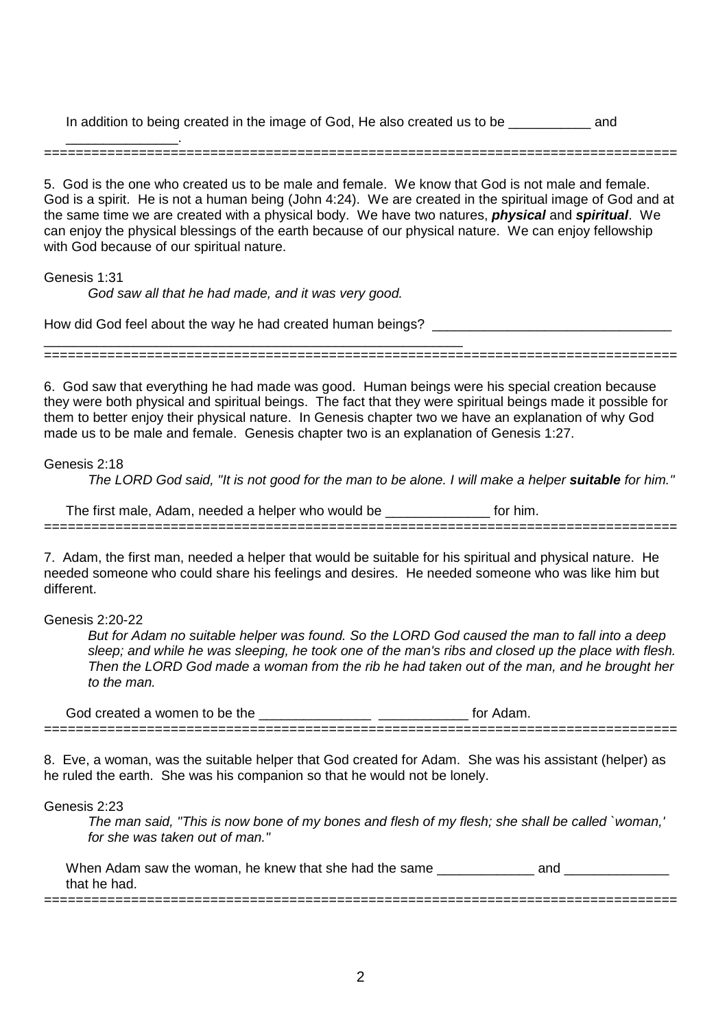In addition to being created in the image of God, He also created us to be ___________ and _______________.

================================================================================

5. God is the one who created us to be male and female. We know that God is not male and female. God is a spirit. He is not a human being (John 4:24). We are created in the spiritual image of God and at the same time we are created with a physical body. We have two natures, ***physical*** and ***spiritual***. We can enjoy the physical blessings of the earth because of our physical nature. We can enjoy fellowship with God because of our spiritual nature.

Genesis 1:31

*God saw all that he had made, and it was very good.*

How did God feel about the way he had created human beings? ________________________________ __________________________________________________________

================================================================================

6. God saw that everything he had made was good. Human beings were his special creation because they were both physical and spiritual beings. The fact that they were spiritual beings made it possible for them to better enjoy their physical nature. In Genesis chapter two we have an explanation of why God made us to be male and female. Genesis chapter two is an explanation of Genesis 1:27.

Genesis 2:18

*The LORD God said, "It is not good for the man to be alone. I will make a helper **suitable** for him."*

The first male, Adam, needed a helper who would be ______________ for him.

================================================================================

7. Adam, the first man, needed a helper that would be suitable for his spiritual and physical nature. He needed someone who could share his feelings and desires. He needed someone who was like him but different.

Genesis 2:20-22

*But for Adam no suitable helper was found. So the LORD God caused the man to fall into a deep sleep; and while he was sleeping, he took one of the man's ribs and closed up the place with flesh. Then the LORD God made a woman from the rib he had taken out of the man, and he brought her to the man.*

God created a women to be the _______________ ____________ for Adam.

================================================================================

8. Eve, a woman, was the suitable helper that God created for Adam. She was his assistant (helper) as he ruled the earth. She was his companion so that he would not be lonely.

Genesis 2:23

*The man said, "This is now bone of my bones and flesh of my flesh; she shall be called `woman,' for she was taken out of man."*

When Adam saw the woman, he knew that she had the same _____________ and ______________ that he had.

================================================================================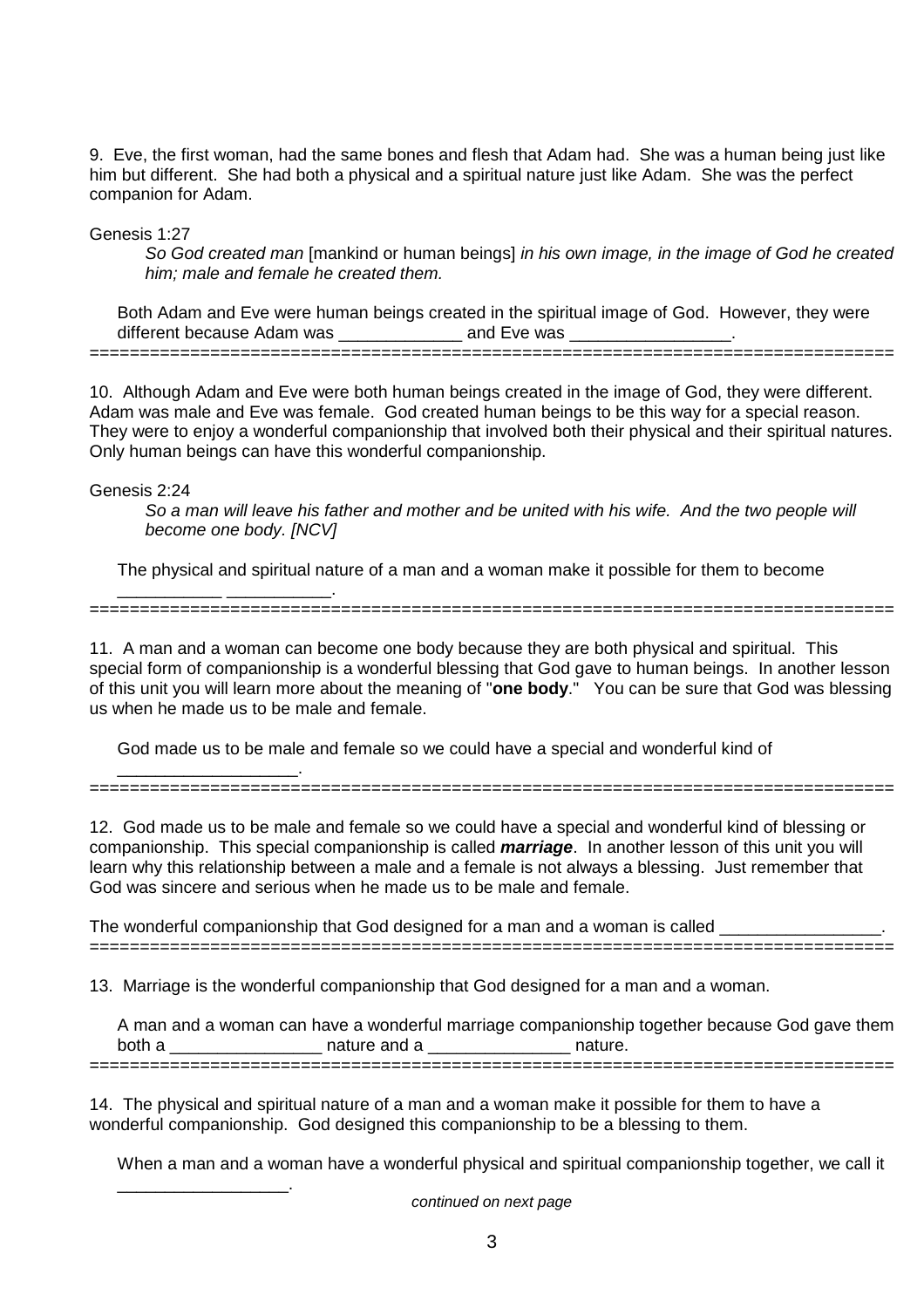9. Eve, the first woman, had the same bones and flesh that Adam had. She was a human being just like him but different. She had both a physical and a spiritual nature just like Adam. She was the perfect companion for Adam.

Genesis 1:27

*So God created man* [mankind or human beings] *in his own image, in the image of God he created him; male and female he created them.*

Both Adam and Eve were human beings created in the spiritual image of God. However, they were different because Adam was _____________ and Eve was _________________.

===============================================================================

10. Although Adam and Eve were both human beings created in the image of God, they were different. Adam was male and Eve was female. God created human beings to be this way for a special reason. They were to enjoy a wonderful companionship that involved both their physical and their spiritual natures. Only human beings can have this wonderful companionship.

Genesis 2:24

*So a man will leave his father and mother and be united with his wife. And the two people will become one body. [NCV]*

The physical and spiritual nature of a man and a woman make it possible for them to become ___________ ___________.

===============================================================================

11. A man and a woman can become one body because they are both physical and spiritual. This special form of companionship is a wonderful blessing that God gave to human beings. In another lesson of this unit you will learn more about the meaning of "**one body**." You can be sure that God was blessing us when he made us to be male and female.

God made us to be male and female so we could have a special and wonderful kind of ___________________.

===============================================================================

12. God made us to be male and female so we could have a special and wonderful kind of blessing or companionship. This special companionship is called ***marriage***. In another lesson of this unit you will learn why this relationship between a male and a female is not always a blessing. Just remember that God was sincere and serious when he made us to be male and female.

The wonderful companionship that God designed for a man and a woman is called _________________.

===============================================================================

13. Marriage is the wonderful companionship that God designed for a man and a woman.

A man and a woman can have a wonderful marriage companionship together because God gave them both a ________________ nature and a _______________ nature.

===============================================================================

14. The physical and spiritual nature of a man and a woman make it possible for them to have a wonderful companionship. God designed this companionship to be a blessing to them.

When a man and a woman have a wonderful physical and spiritual companionship together, we call it __________________.

*continued on next page*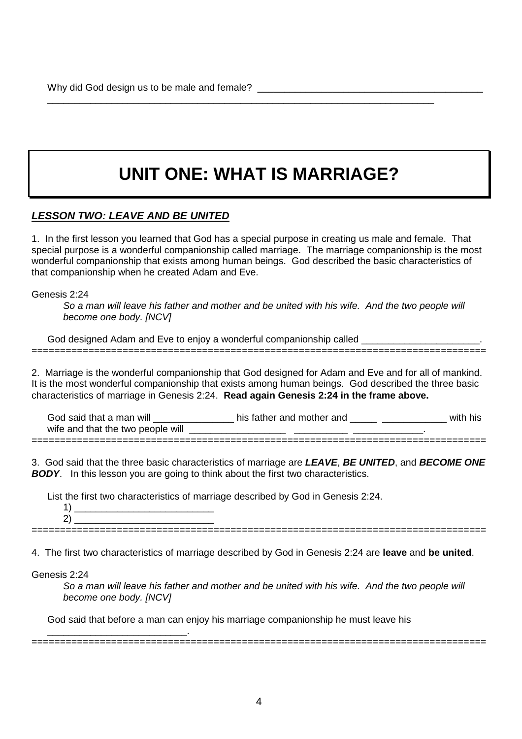Why did God design us to be male and female? ___________________________________________
___________________________________________________________________________

# UNIT ONE: WHAT IS MARRIAGE?

## ***LESSON TWO: LEAVE AND BE UNITED***

1. In the first lesson you learned that God has a special purpose in creating us male and female. That special purpose is a wonderful companionship called marriage. The marriage companionship is the most wonderful companionship that exists among human beings. God described the basic characteristics of that companionship when he created Adam and Eve.

Genesis 2:24

*So a man will leave his father and mother and be united with his wife. And the two people will become one body. [NCV]*

God designed Adam and Eve to enjoy a wonderful companionship called ______________________.

================================================================================

2. Marriage is the wonderful companionship that God designed for Adam and Eve and for all of mankind. It is the most wonderful companionship that exists among human beings. God described the three basic characteristics of marriage in Genesis 2:24. **Read again Genesis 2:24 in the frame above.**

God said that a man will _______________ his father and mother and _____ ____________ with his wife and that the two people will __________________ __________ _____________.

================================================================================

3. God said that the three basic characteristics of marriage are ***LEAVE***, ***BE UNITED***, and ***BECOME ONE BODY***. In this lesson you are going to think about the first two characteristics.

List the first two characteristics of marriage described by God in Genesis 2:24.

1) __________________________

2) __________________________

================================================================================

4. The first two characteristics of marriage described by God in Genesis 2:24 are **leave** and **be united**.

Genesis 2:24

*So a man will leave his father and mother and be united with his wife. And the two people will become one body. [NCV]*

God said that before a man can enjoy his marriage companionship he must leave his __________________________.

================================================================================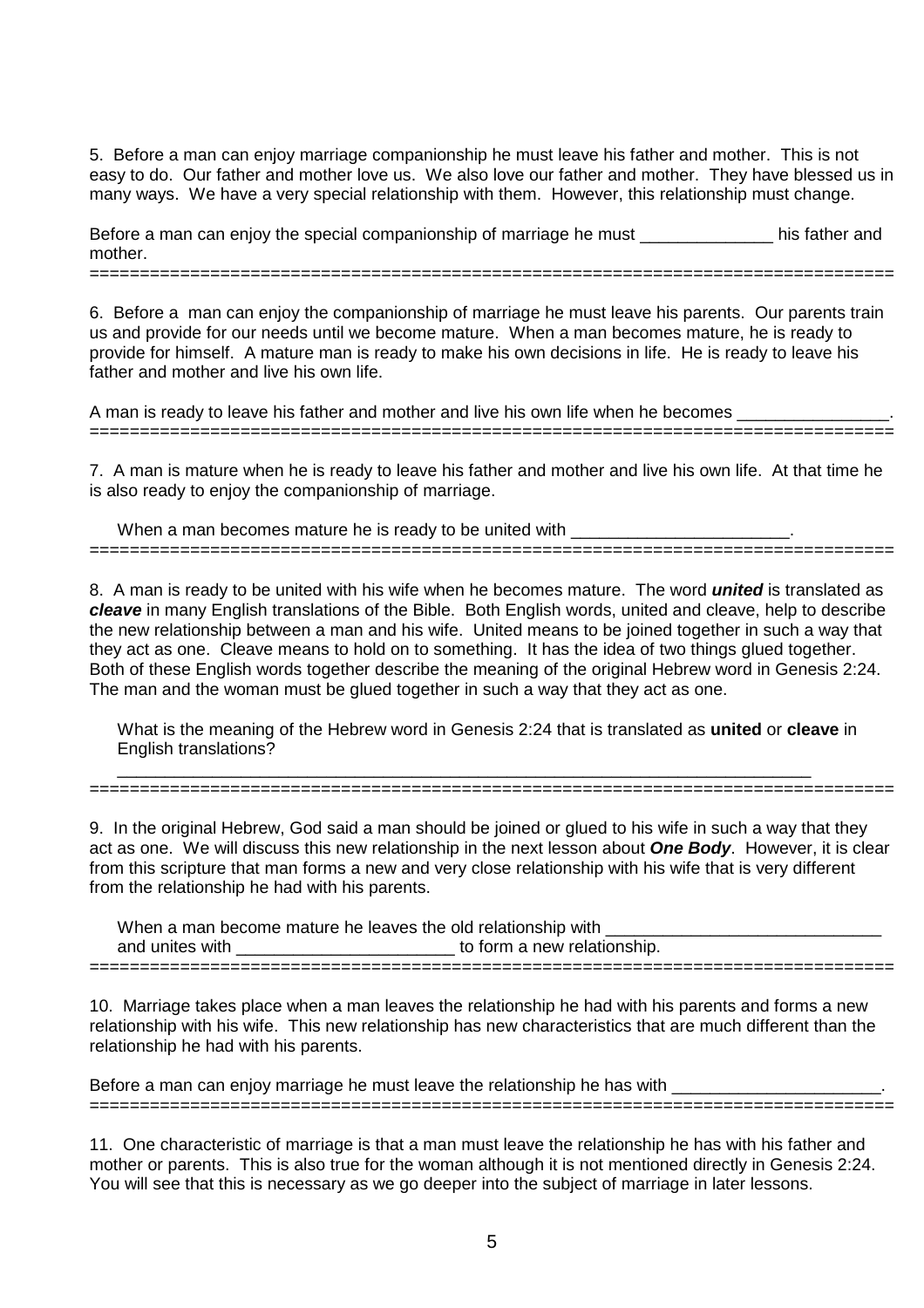5. Before a man can enjoy marriage companionship he must leave his father and mother. This is not easy to do. Our father and mother love us. We also love our father and mother. They have blessed us in many ways. We have a very special relationship with them. However, this relationship must change.

Before a man can enjoy the special companionship of marriage he must ______________ his father and mother.

================================================================================

6. Before a man can enjoy the companionship of marriage he must leave his parents. Our parents train us and provide for our needs until we become mature. When a man becomes mature, he is ready to provide for himself. A mature man is ready to make his own decisions in life. He is ready to leave his father and mother and live his own life.

A man is ready to leave his father and mother and live his own life when he becomes ________________.

================================================================================

7. A man is mature when he is ready to leave his father and mother and live his own life. At that time he is also ready to enjoy the companionship of marriage.

When a man becomes mature he is ready to be united with _______________________.

================================================================================

8. A man is ready to be united with his wife when he becomes mature. The word ***united*** is translated as ***cleave*** in many English translations of the Bible. Both English words, united and cleave, help to describe the new relationship between a man and his wife. United means to be joined together in such a way that they act as one. Cleave means to hold on to something. It has the idea of two things glued together. Both of these English words together describe the meaning of the original Hebrew word in Genesis 2:24. The man and the woman must be glued together in such a way that they act as one.

What is the meaning of the Hebrew word in Genesis 2:24 that is translated as **united** or **cleave** in English translations?

____________________________________________________________________________

================================================================================

9. In the original Hebrew, God said a man should be joined or glued to his wife in such a way that they act as one. We will discuss this new relationship in the next lesson about ***One Body***. However, it is clear from this scripture that man forms a new and very close relationship with his wife that is very different from the relationship he had with his parents.

When a man become mature he leaves the old relationship with _____________________________ and unites with _______________________ to form a new relationship.

================================================================================

10. Marriage takes place when a man leaves the relationship he had with his parents and forms a new relationship with his wife. This new relationship has new characteristics that are much different than the relationship he had with his parents.

Before a man can enjoy marriage he must leave the relationship he has with ______________________.

================================================================================

11. One characteristic of marriage is that a man must leave the relationship he has with his father and mother or parents. This is also true for the woman although it is not mentioned directly in Genesis 2:24. You will see that this is necessary as we go deeper into the subject of marriage in later lessons.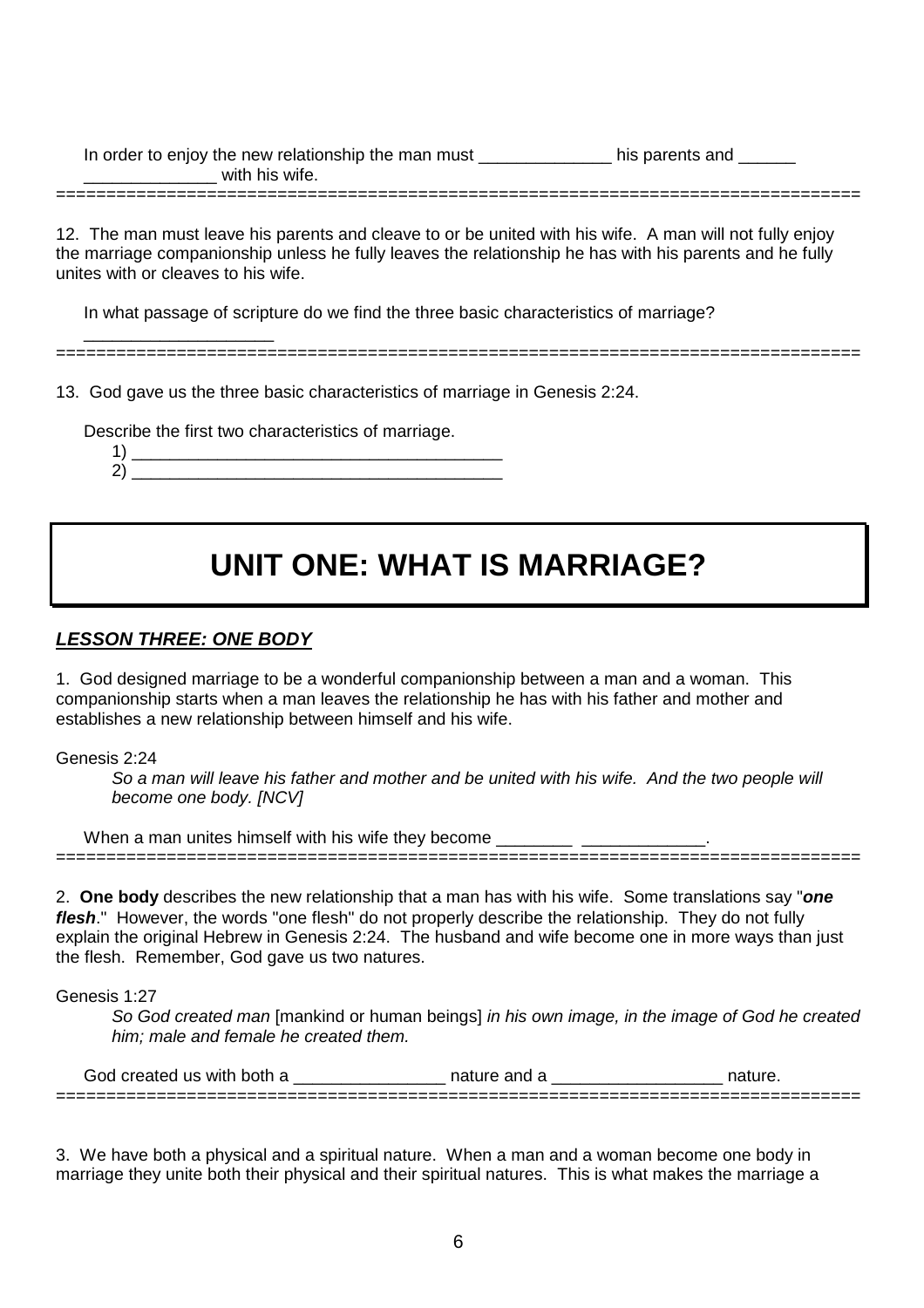In order to enjoy the new relationship the man must ______________ his parents and ______ ______________ with his wife.

===============================================================================

12. The man must leave his parents and cleave to or be united with his wife. A man will not fully enjoy the marriage companionship unless he fully leaves the relationship he has with his parents and he fully unites with or cleaves to his wife.

In what passage of scripture do we find the three basic characteristics of marriage? ____________________

===============================================================================

13. God gave us the three basic characteristics of marriage in Genesis 2:24.

Describe the first two characteristics of marriage.

1) ________________________________________
2) ________________________________________

# UNIT ONE: WHAT IS MARRIAGE?

## ***LESSON THREE: ONE BODY***

1. God designed marriage to be a wonderful companionship between a man and a woman. This companionship starts when a man leaves the relationship he has with his father and mother and establishes a new relationship between himself and his wife.

Genesis 2:24

> *So a man will leave his father and mother and be united with his wife. And the two people will become one body. [NCV]*

When a man unites himself with his wife they become ________ _____________.

===============================================================================

2. **One body** describes the new relationship that a man has with his wife. Some translations say "***one flesh***." However, the words "one flesh" do not properly describe the relationship. They do not fully explain the original Hebrew in Genesis 2:24. The husband and wife become one in more ways than just the flesh. Remember, God gave us two natures.

Genesis 1:27

> *So God created man* [mankind or human beings] *in his own image, in the image of God he created him; male and female he created them.*

God created us with both a ________________ nature and a __________________ nature.

===============================================================================

3. We have both a physical and a spiritual nature. When a man and a woman become one body in marriage they unite both their physical and their spiritual natures. This is what makes the marriage a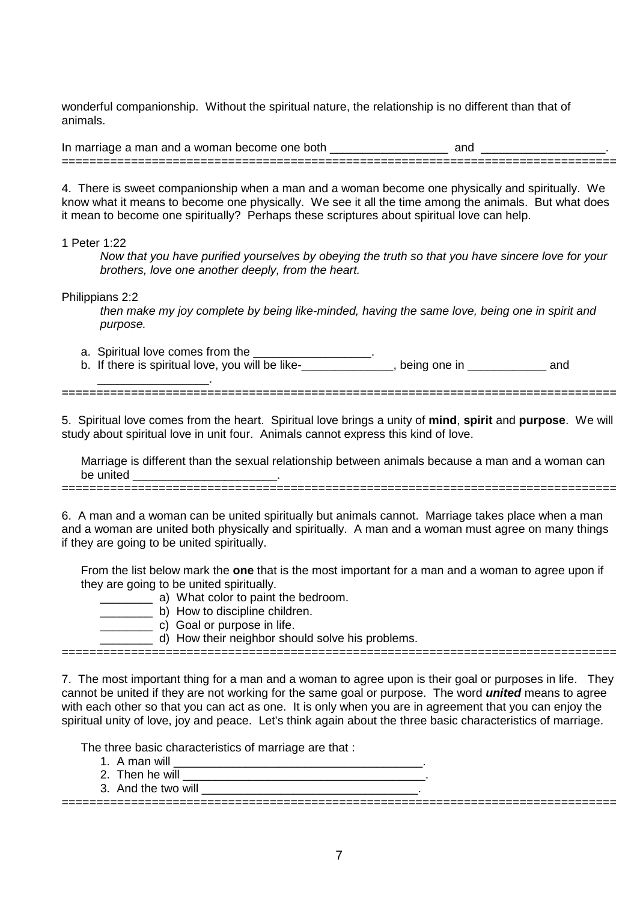wonderful companionship. Without the spiritual nature, the relationship is no different than that of animals.

In marriage a man and a woman become one both __________________ and ___________________.

================================================================================

4. There is sweet companionship when a man and a woman become one physically and spiritually. We know what it means to become one physically. We see it all the time among the animals. But what does it mean to become one spiritually? Perhaps these scriptures about spiritual love can help.

1 Peter 1:22

> *Now that you have purified yourselves by obeying the truth so that you have sincere love for your brothers, love one another deeply, from the heart.*

Philippians 2:2

> *then make my joy complete by being like-minded, having the same love, being one in spirit and purpose.*

a. Spiritual love comes from the __________________.
b. If there is spiritual love, you will be like-______________, being one in ____________ and _________________.

================================================================================

5. Spiritual love comes from the heart. Spiritual love brings a unity of **mind**, **spirit** and **purpose**. We will study about spiritual love in unit four. Animals cannot express this kind of love.

Marriage is different than the sexual relationship between animals because a man and a woman can be united ______________________.

================================================================================

6. A man and a woman can be united spiritually but animals cannot. Marriage takes place when a man and a woman are united both physically and spiritually. A man and a woman must agree on many things if they are going to be united spiritually.

From the list below mark the **one** that is the most important for a man and a woman to agree upon if they are going to be united spiritually.

________ a) What color to paint the bedroom.
________ b) How to discipline children.
________ c) Goal or purpose in life.
________ d) How their neighbor should solve his problems.

================================================================================

7. The most important thing for a man and a woman to agree upon is their goal or purposes in life. They cannot be united if they are not working for the same goal or purpose. The word ***united*** means to agree with each other so that you can act as one. It is only when you are in agreement that you can enjoy the spiritual unity of love, joy and peace. Let's think again about the three basic characteristics of marriage.

The three basic characteristics of marriage are that :

1. A man will _______________________________________.
2. Then he will _____________________________________.
3. And the two will __________________________________.

================================================================================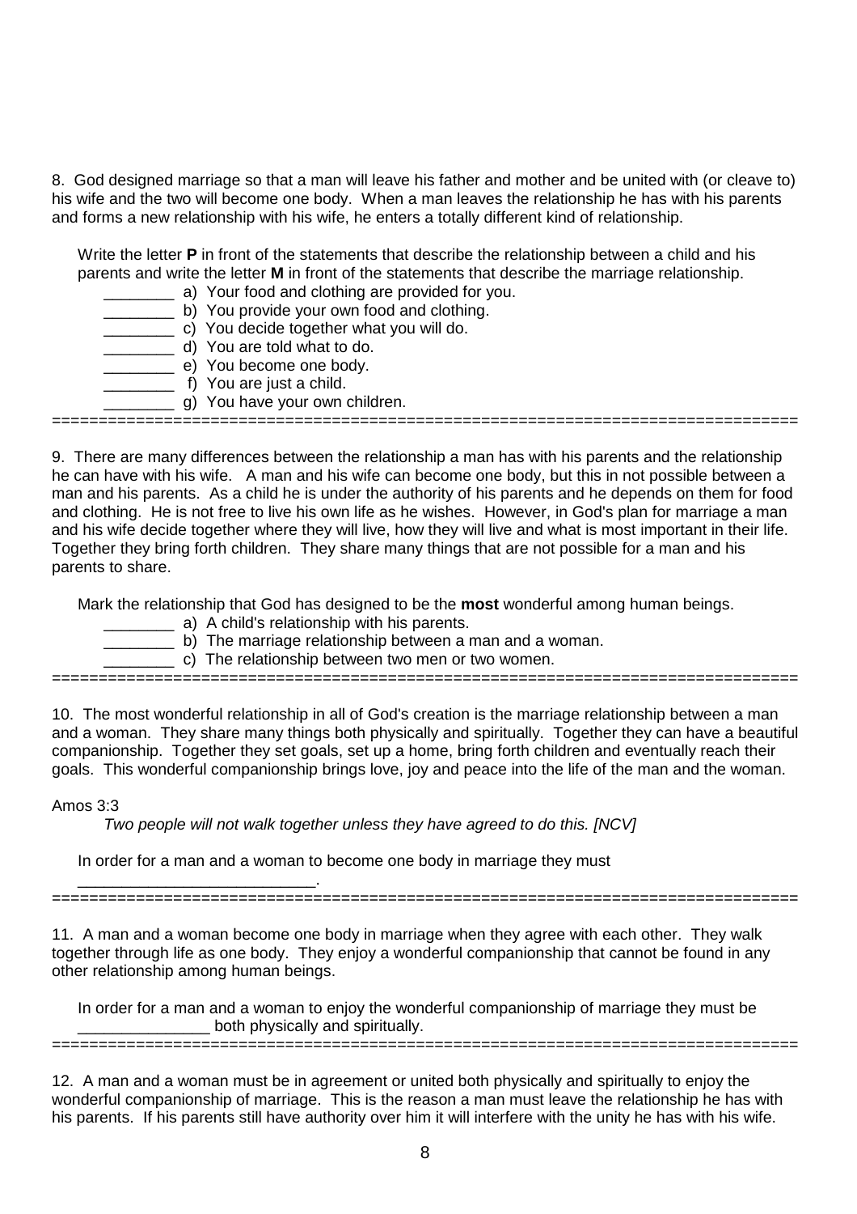8. God designed marriage so that a man will leave his father and mother and be united with (or cleave to) his wife and the two will become one body. When a man leaves the relationship he has with his parents and forms a new relationship with his wife, he enters a totally different kind of relationship.

Write the letter **P** in front of the statements that describe the relationship between a child and his parents and write the letter **M** in front of the statements that describe the marriage relationship.

________ a) Your food and clothing are provided for you.
________ b) You provide your own food and clothing.
________ c) You decide together what you will do.
________ d) You are told what to do.
________ e) You become one body.
________ f) You are just a child.
________ g) You have your own children.

==============================================================================

9. There are many differences between the relationship a man has with his parents and the relationship he can have with his wife. A man and his wife can become one body, but this in not possible between a man and his parents. As a child he is under the authority of his parents and he depends on them for food and clothing. He is not free to live his own life as he wishes. However, in God's plan for marriage a man and his wife decide together where they will live, how they will live and what is most important in their life. Together they bring forth children. They share many things that are not possible for a man and his parents to share.

Mark the relationship that God has designed to be the **most** wonderful among human beings.

________ a) A child's relationship with his parents.
________ b) The marriage relationship between a man and a woman.
________ c) The relationship between two men or two women.

==============================================================================

10. The most wonderful relationship in all of God's creation is the marriage relationship between a man and a woman. They share many things both physically and spiritually. Together they can have a beautiful companionship. Together they set goals, set up a home, bring forth children and eventually reach their goals. This wonderful companionship brings love, joy and peace into the life of the man and the woman.

Amos 3:3

*Two people will not walk together unless they have agreed to do this. [NCV]*

In order for a man and a woman to become one body in marriage they must ___________________________.

==============================================================================

11. A man and a woman become one body in marriage when they agree with each other. They walk together through life as one body. They enjoy a wonderful companionship that cannot be found in any other relationship among human beings.

In order for a man and a woman to enjoy the wonderful companionship of marriage they must be _______________ both physically and spiritually.

==============================================================================

12. A man and a woman must be in agreement or united both physically and spiritually to enjoy the wonderful companionship of marriage. This is the reason a man must leave the relationship he has with his parents. If his parents still have authority over him it will interfere with the unity he has with his wife.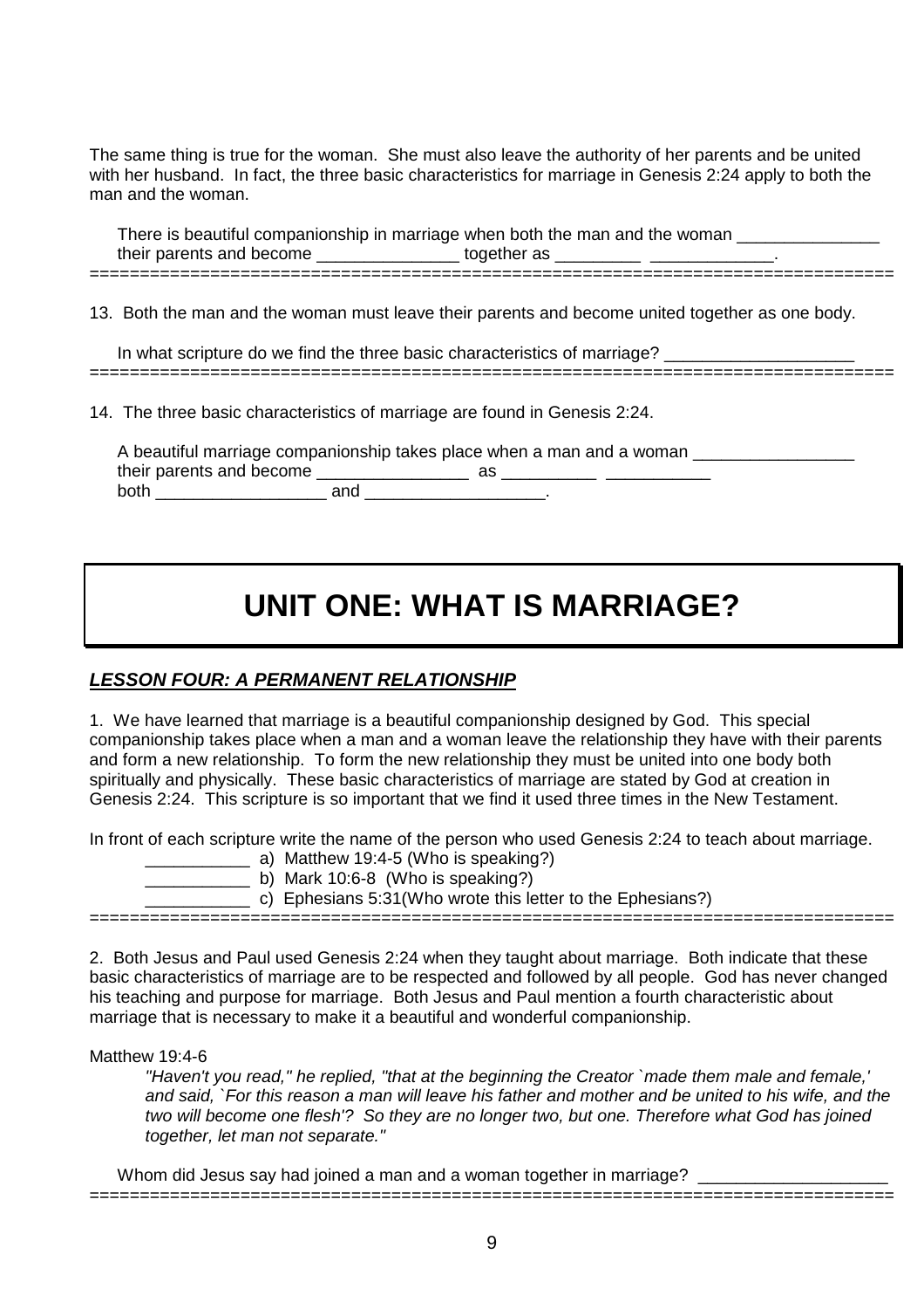The same thing is true for the woman. She must also leave the authority of her parents and be united with her husband. In fact, the three basic characteristics for marriage in Genesis 2:24 apply to both the man and the woman.

There is beautiful companionship in marriage when both the man and the woman _______________ their parents and become _______________ together as _________ _____________.

================================================================================

13. Both the man and the woman must leave their parents and become united together as one body.

In what scripture do we find the three basic characteristics of marriage? ____________________

================================================================================

14. The three basic characteristics of marriage are found in Genesis 2:24.

A beautiful marriage companionship takes place when a man and a woman _________________ their parents and become ________________ as __________ ___________ both __________________ and ___________________.

# UNIT ONE: WHAT IS MARRIAGE?

## ***LESSON FOUR: A PERMANENT RELATIONSHIP***

1. We have learned that marriage is a beautiful companionship designed by God. This special companionship takes place when a man and a woman leave the relationship they have with their parents and form a new relationship. To form the new relationship they must be united into one body both spiritually and physically. These basic characteristics of marriage are stated by God at creation in Genesis 2:24. This scripture is so important that we find it used three times in the New Testament.

In front of each scripture write the name of the person who used Genesis 2:24 to teach about marriage.

___________ a) Matthew 19:4-5 (Who is speaking?)

___________ b) Mark 10:6-8 (Who is speaking?)

___________ c) Ephesians 5:31(Who wrote this letter to the Ephesians?)

================================================================================

2. Both Jesus and Paul used Genesis 2:24 when they taught about marriage. Both indicate that these basic characteristics of marriage are to be respected and followed by all people. God has never changed his teaching and purpose for marriage. Both Jesus and Paul mention a fourth characteristic about marriage that is necessary to make it a beautiful and wonderful companionship.

Matthew 19:4-6

> *"Haven't you read," he replied, "that at the beginning the Creator `made them male and female,' and said, `For this reason a man will leave his father and mother and be united to his wife, and the two will become one flesh'? So they are no longer two, but one. Therefore what God has joined together, let man not separate."*

Whom did Jesus say had joined a man and a woman together in marriage? ____________________

================================================================================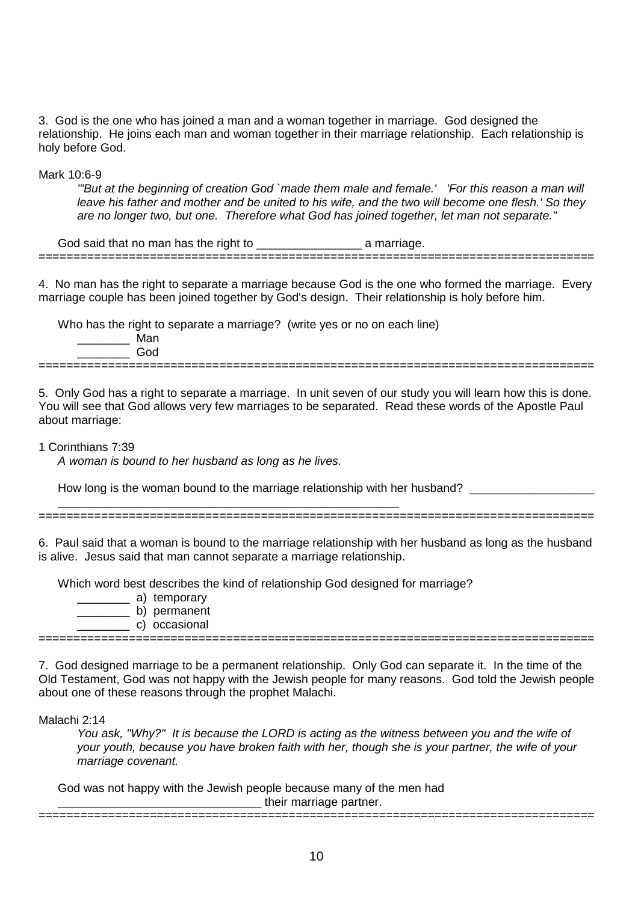3. God is the one who has joined a man and a woman together in marriage. God designed the relationship. He joins each man and woman together in their marriage relationship. Each relationship is holy before God.

Mark 10:6-9

> *"'But at the beginning of creation God `made them male and female.' 'For this reason a man will leave his father and mother and be united to his wife, and the two will become one flesh.' So they are no longer two, but one. Therefore what God has joined together, let man not separate."*

God said that no man has the right to ________________ a marriage.

================================================================================

4. No man has the right to separate a marriage because God is the one who formed the marriage. Every marriage couple has been joined together by God's design. Their relationship is holy before him.

Who has the right to separate a marriage? (write yes or no on each line)

________ Man
________ God

================================================================================

5. Only God has a right to separate a marriage. In unit seven of our study you will learn how this is done. You will see that God allows very few marriages to be separated. Read these words of the Apostle Paul about marriage:

1 Corinthians 7:39

> *A woman is bound to her husband as long as he lives.*

How long is the woman bound to the marriage relationship with her husband? ___________________
_____________________________________________________

================================================================================

6. Paul said that a woman is bound to the marriage relationship with her husband as long as the husband is alive. Jesus said that man cannot separate a marriage relationship.

Which word best describes the kind of relationship God designed for marriage?

________ a) temporary
________ b) permanent
________ c) occasional

================================================================================

7. God designed marriage to be a permanent relationship. Only God can separate it. In the time of the Old Testament, God was not happy with the Jewish people for many reasons. God told the Jewish people about one of these reasons through the prophet Malachi.

Malachi 2:14

> *You ask, "Why?" It is because the LORD is acting as the witness between you and the wife of your youth, because you have broken faith with her, though she is your partner, the wife of your marriage covenant.*

God was not happy with the Jewish people because many of the men had
_______________________________ their marriage partner.

================================================================================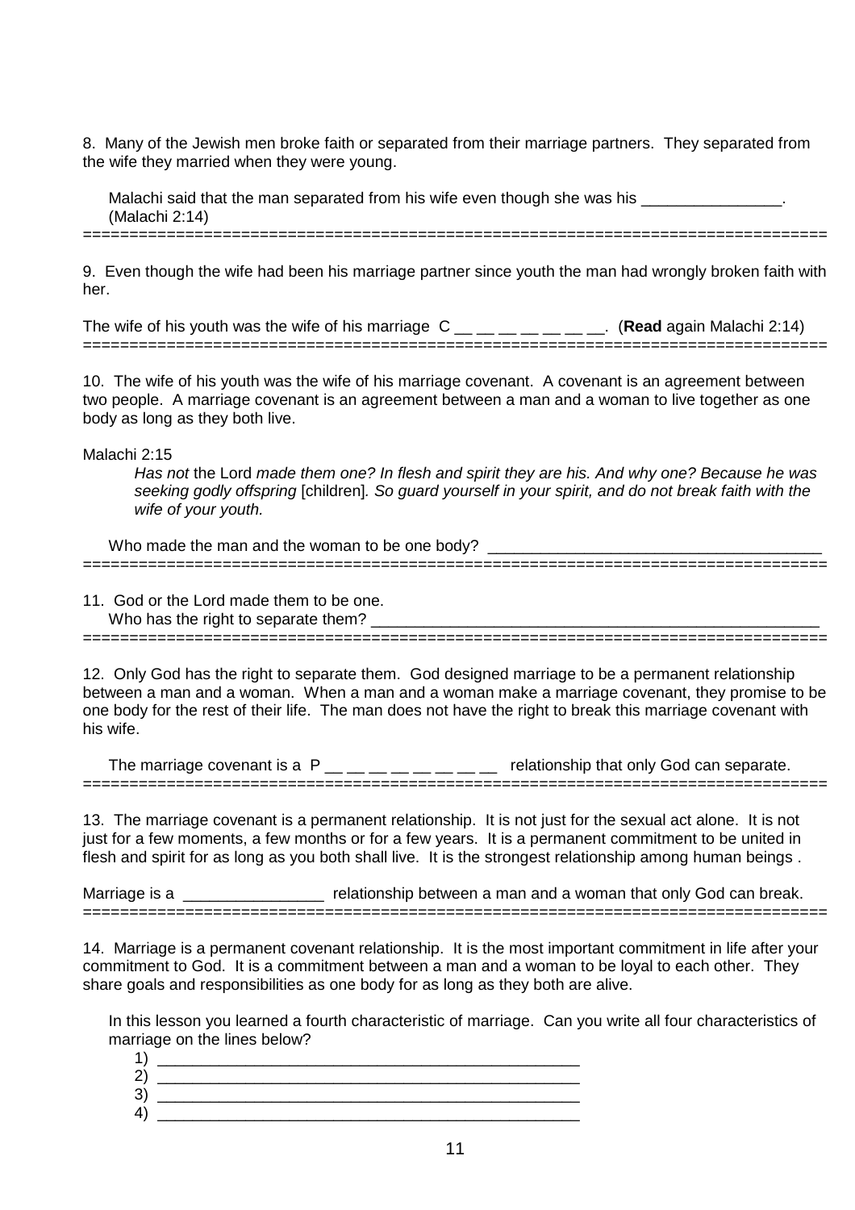8. Many of the Jewish men broke faith or separated from their marriage partners. They separated from the wife they married when they were young.

Malachi said that the man separated from his wife even though she was his ________________. (Malachi 2:14)

================================================================================

9. Even though the wife had been his marriage partner since youth the man had wrongly broken faith with her.

The wife of his youth was the wife of his marriage C __ __ __ __ __ __ __. (**Read** again Malachi 2:14)

================================================================================

10. The wife of his youth was the wife of his marriage covenant. A covenant is an agreement between two people. A marriage covenant is an agreement between a man and a woman to live together as one body as long as they both live.

Malachi 2:15

> *Has not* the Lord *made them one? In flesh and spirit they are his. And why one? Because he was seeking godly offspring* [children]*. So guard yourself in your spirit, and do not break faith with the wife of your youth.*

Who made the man and the woman to be one body? ______________________________________

================================================================================

11. God or the Lord made them to be one.
Who has the right to separate them? _____________________________________________________

================================================================================

12. Only God has the right to separate them. God designed marriage to be a permanent relationship between a man and a woman. When a man and a woman make a marriage covenant, they promise to be one body for the rest of their life. The man does not have the right to break this marriage covenant with his wife.

The marriage covenant is a P __ __ __ __ __ __ __ __ relationship that only God can separate.

================================================================================

13. The marriage covenant is a permanent relationship. It is not just for the sexual act alone. It is not just for a few moments, a few months or for a few years. It is a permanent commitment to be united in flesh and spirit for as long as you both shall live. It is the strongest relationship among human beings .

Marriage is a ________________ relationship between a man and a woman that only God can break.

================================================================================

14. Marriage is a permanent covenant relationship. It is the most important commitment in life after your commitment to God. It is a commitment between a man and a woman to be loyal to each other. They share goals and responsibilities as one body for as long as they both are alive.

In this lesson you learned a fourth characteristic of marriage. Can you write all four characteristics of marriage on the lines below?

1) _________________________________________________
2) _________________________________________________
3) _________________________________________________
4) _________________________________________________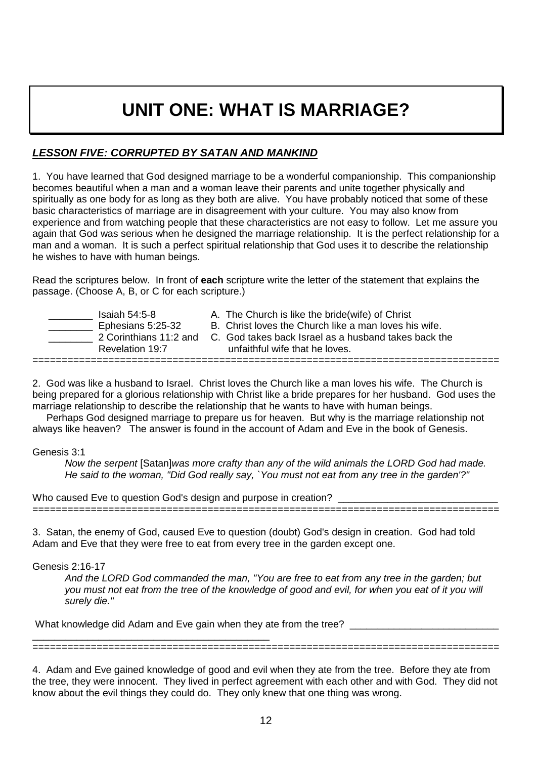# UNIT ONE: WHAT IS MARRIAGE?

## ***LESSON FIVE: CORRUPTED BY SATAN AND MANKIND***

1. You have learned that God designed marriage to be a wonderful companionship. This companionship becomes beautiful when a man and a woman leave their parents and unite together physically and spiritually as one body for as long as they both are alive. You have probably noticed that some of these basic characteristics of marriage are in disagreement with your culture. You may also know from experience and from watching people that these characteristics are not easy to follow. Let me assure you again that God was serious when he designed the marriage relationship. It is the perfect relationship for a man and a woman. It is such a perfect spiritual relationship that God uses it to describe the relationship he wishes to have with human beings.

Read the scriptures below. In front of **each** scripture write the letter of the statement that explains the passage. (Choose A, B, or C for each scripture.)

| | Scripture | Statement |
|---|---|---|
| ________ | Isaiah 54:5-8 | A. The Church is like the bride(wife) of Christ |
| ________ | Ephesians 5:25-32 | B. Christ loves the Church like a man loves his wife. |
| ________ | 2 Corinthians 11:2 and Revelation 19:7 | C. God takes back Israel as a husband takes back the unfaithful wife that he loves. |

================================================================================

2. God was like a husband to Israel. Christ loves the Church like a man loves his wife. The Church is being prepared for a glorious relationship with Christ like a bride prepares for her husband. God uses the marriage relationship to describe the relationship that he wants to have with human beings.

Perhaps God designed marriage to prepare us for heaven. But why is the marriage relationship not always like heaven? The answer is found in the account of Adam and Eve in the book of Genesis.

Genesis 3:1

> *Now the serpent* [Satan]*was more crafty than any of the wild animals the LORD God had made. He said to the woman, "Did God really say, `You must not eat from any tree in the garden'?"*

Who caused Eve to question God's design and purpose in creation? ____________________________

================================================================================

3. Satan, the enemy of God, caused Eve to question (doubt) God's design in creation. God had told Adam and Eve that they were free to eat from every tree in the garden except one.

Genesis 2:16-17

> *And the LORD God commanded the man, "You are free to eat from any tree in the garden; but you must not eat from the tree of the knowledge of good and evil, for when you eat of it you will surely die."*

What knowledge did Adam and Eve gain when they ate from the tree? __________________________
_____________________________________________

================================================================================

4. Adam and Eve gained knowledge of good and evil when they ate from the tree. Before they ate from the tree, they were innocent. They lived in perfect agreement with each other and with God. They did not know about the evil things they could do. They only knew that one thing was wrong.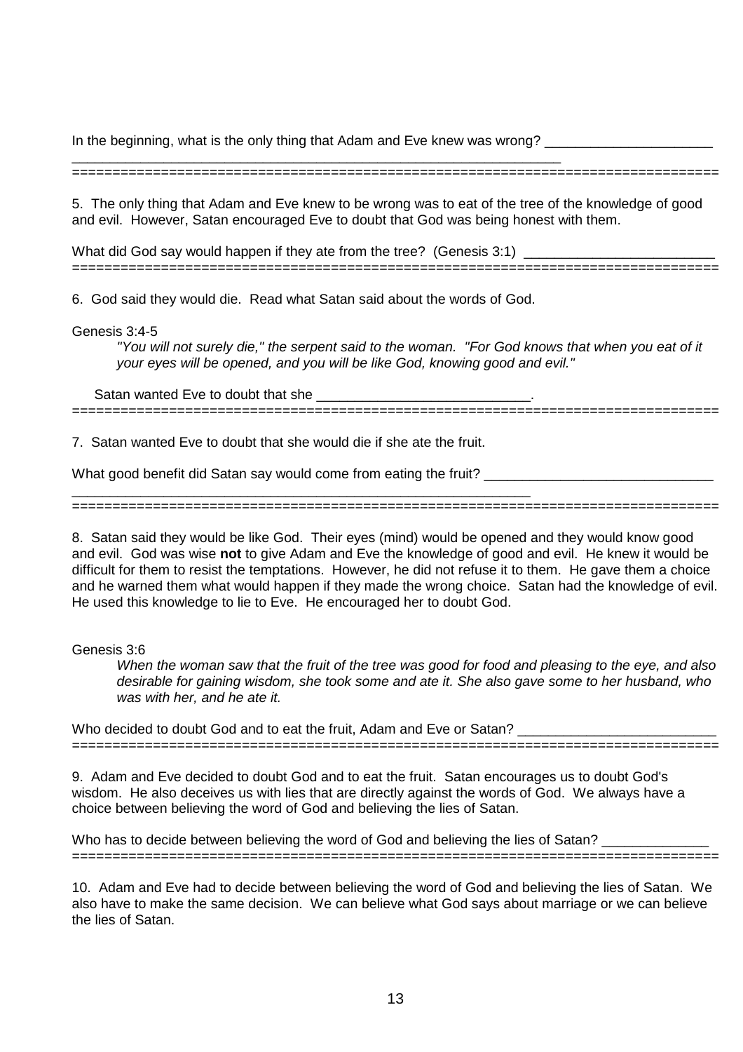In the beginning, what is the only thing that Adam and Eve knew was wrong? ______________________
_________________________________________________________________

================================================================================

5. The only thing that Adam and Eve knew to be wrong was to eat of the tree of the knowledge of good and evil. However, Satan encouraged Eve to doubt that God was being honest with them.

What did God say would happen if they ate from the tree? (Genesis 3:1) _________________________

================================================================================

6. God said they would die. Read what Satan said about the words of God.

Genesis 3:4-5

> *"You will not surely die," the serpent said to the woman. "For God knows that when you eat of it your eyes will be opened, and you will be like God, knowing good and evil."*

Satan wanted Eve to doubt that she ____________________________.

================================================================================

7. Satan wanted Eve to doubt that she would die if she ate the fruit.

What good benefit did Satan say would come from eating the fruit? ______________________________
_____________________________________________________________

================================================================================

8. Satan said they would be like God. Their eyes (mind) would be opened and they would know good and evil. God was wise **not** to give Adam and Eve the knowledge of good and evil. He knew it would be difficult for them to resist the temptations. However, he did not refuse it to them. He gave them a choice and he warned them what would happen if they made the wrong choice. Satan had the knowledge of evil. He used this knowledge to lie to Eve. He encouraged her to doubt God.

Genesis 3:6

> *When the woman saw that the fruit of the tree was good for food and pleasing to the eye, and also desirable for gaining wisdom, she took some and ate it. She also gave some to her husband, who was with her, and he ate it.*

Who decided to doubt God and to eat the fruit, Adam and Eve or Satan? __________________________

================================================================================

9. Adam and Eve decided to doubt God and to eat the fruit. Satan encourages us to doubt God's wisdom. He also deceives us with lies that are directly against the words of God. We always have a choice between believing the word of God and believing the lies of Satan.

Who has to decide between believing the word of God and believing the lies of Satan? ______________

================================================================================

10. Adam and Eve had to decide between believing the word of God and believing the lies of Satan. We also have to make the same decision. We can believe what God says about marriage or we can believe the lies of Satan.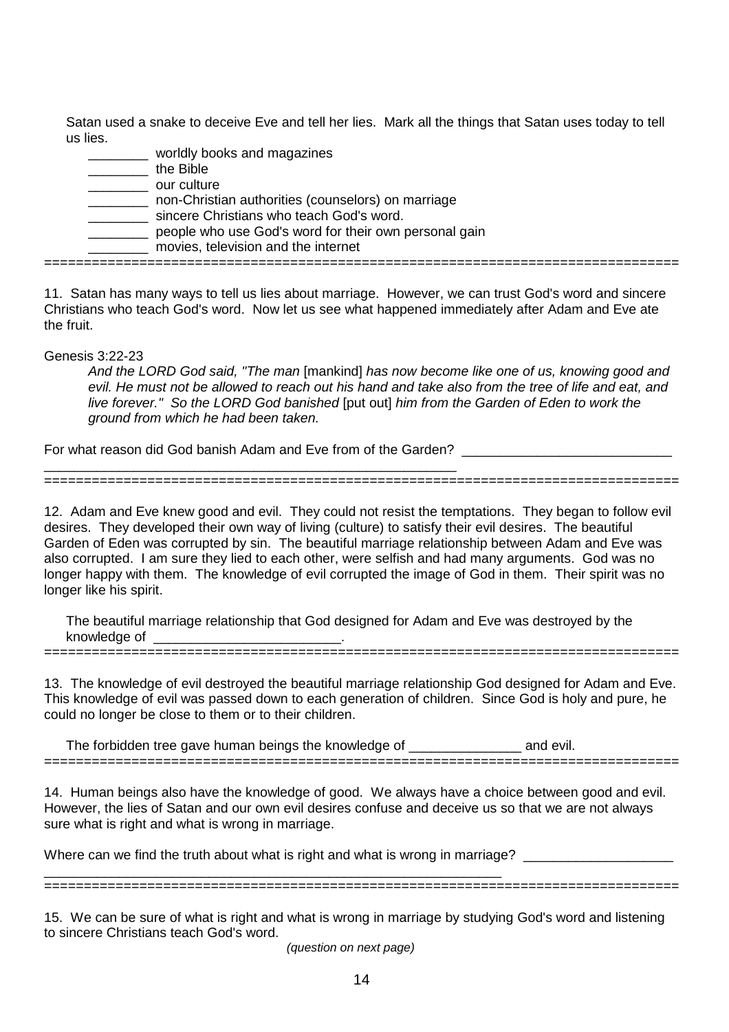Satan used a snake to deceive Eve and tell her lies. Mark all the things that Satan uses today to tell us lies.

________ worldly books and magazines
________ the Bible
________ our culture
________ non-Christian authorities (counselors) on marriage
________ sincere Christians who teach God's word.
________ people who use God's word for their own personal gain
________ movies, television and the internet

================================================================================

11. Satan has many ways to tell us lies about marriage. However, we can trust God's word and sincere Christians who teach God's word. Now let us see what happened immediately after Adam and Eve ate the fruit.

Genesis 3:22-23

> *And the LORD God said, "The man* [mankind] *has now become like one of us, knowing good and evil. He must not be allowed to reach out his hand and take also from the tree of life and eat, and live forever." So the LORD God banished* [put out] *him from the Garden of Eden to work the ground from which he had been taken.*

For what reason did God banish Adam and Eve from of the Garden? ____________________________
________________________________________________________

================================================================================

12. Adam and Eve knew good and evil. They could not resist the temptations. They began to follow evil desires. They developed their own way of living (culture) to satisfy their evil desires. The beautiful Garden of Eden was corrupted by sin. The beautiful marriage relationship between Adam and Eve was also corrupted. I am sure they lied to each other, were selfish and had many arguments. God was no longer happy with them. The knowledge of evil corrupted the image of God in them. Their spirit was no longer like his spirit.

The beautiful marriage relationship that God designed for Adam and Eve was destroyed by the knowledge of _________________________.

================================================================================

13. The knowledge of evil destroyed the beautiful marriage relationship God designed for Adam and Eve. This knowledge of evil was passed down to each generation of children. Since God is holy and pure, he could no longer be close to them or to their children.

The forbidden tree gave human beings the knowledge of _______________ and evil.

================================================================================

14. Human beings also have the knowledge of good. We always have a choice between good and evil. However, the lies of Satan and our own evil desires confuse and deceive us so that we are not always sure what is right and what is wrong in marriage.

Where can we find the truth about what is right and what is wrong in marriage? ____________________
______________________________________________________________

================================================================================

15. We can be sure of what is right and what is wrong in marriage by studying God's word and listening to sincere Christians teach God's word.

*(question on next page)*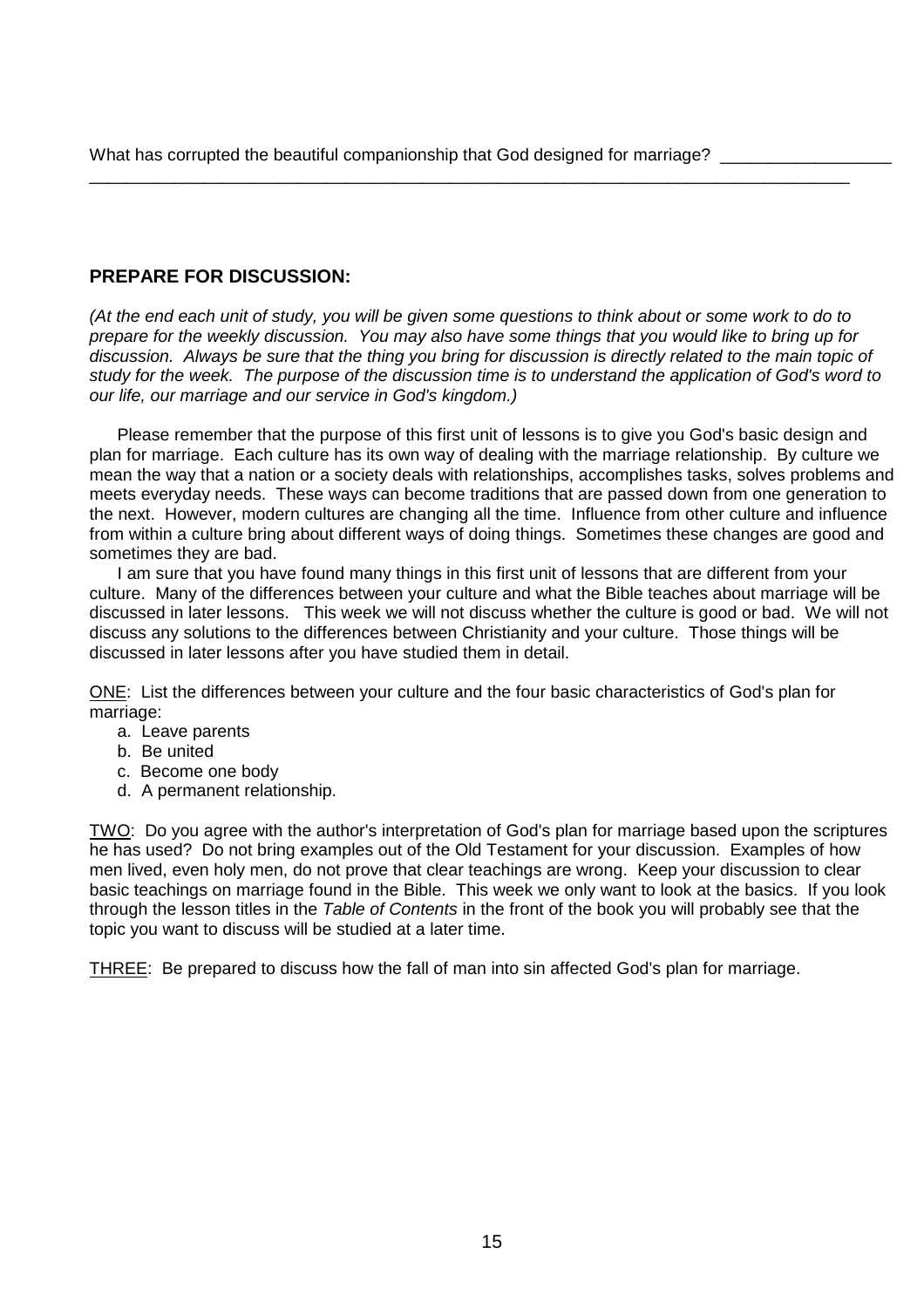What has corrupted the beautiful companionship that God designed for marriage? ___________________
_____________________________________________________________________________________

## PREPARE FOR DISCUSSION:

*(At the end each unit of study, you will be given some questions to think about or some work to do to prepare for the weekly discussion. You may also have some things that you would like to bring up for discussion. Always be sure that the thing you bring for discussion is directly related to the main topic of study for the week. The purpose of the discussion time is to understand the application of God's word to our life, our marriage and our service in God's kingdom.)*

Please remember that the purpose of this first unit of lessons is to give you God's basic design and plan for marriage. Each culture has its own way of dealing with the marriage relationship. By culture we mean the way that a nation or a society deals with relationships, accomplishes tasks, solves problems and meets everyday needs. These ways can become traditions that are passed down from one generation to the next. However, modern cultures are changing all the time. Influence from other culture and influence from within a culture bring about different ways of doing things. Sometimes these changes are good and sometimes they are bad.

I am sure that you have found many things in this first unit of lessons that are different from your culture. Many of the differences between your culture and what the Bible teaches about marriage will be discussed in later lessons. This week we will not discuss whether the culture is good or bad. We will not discuss any solutions to the differences between Christianity and your culture. Those things will be discussed in later lessons after you have studied them in detail.

<u>ONE</u>: List the differences between your culture and the four basic characteristics of God's plan for marriage:

a. Leave parents
b. Be united
c. Become one body
d. A permanent relationship.

<u>TWO</u>: Do you agree with the author's interpretation of God's plan for marriage based upon the scriptures he has used? Do not bring examples out of the Old Testament for your discussion. Examples of how men lived, even holy men, do not prove that clear teachings are wrong. Keep your discussion to clear basic teachings on marriage found in the Bible. This week we only want to look at the basics. If you look through the lesson titles in the *Table of Contents* in the front of the book you will probably see that the topic you want to discuss will be studied at a later time.

<u>THREE</u>: Be prepared to discuss how the fall of man into sin affected God's plan for marriage.